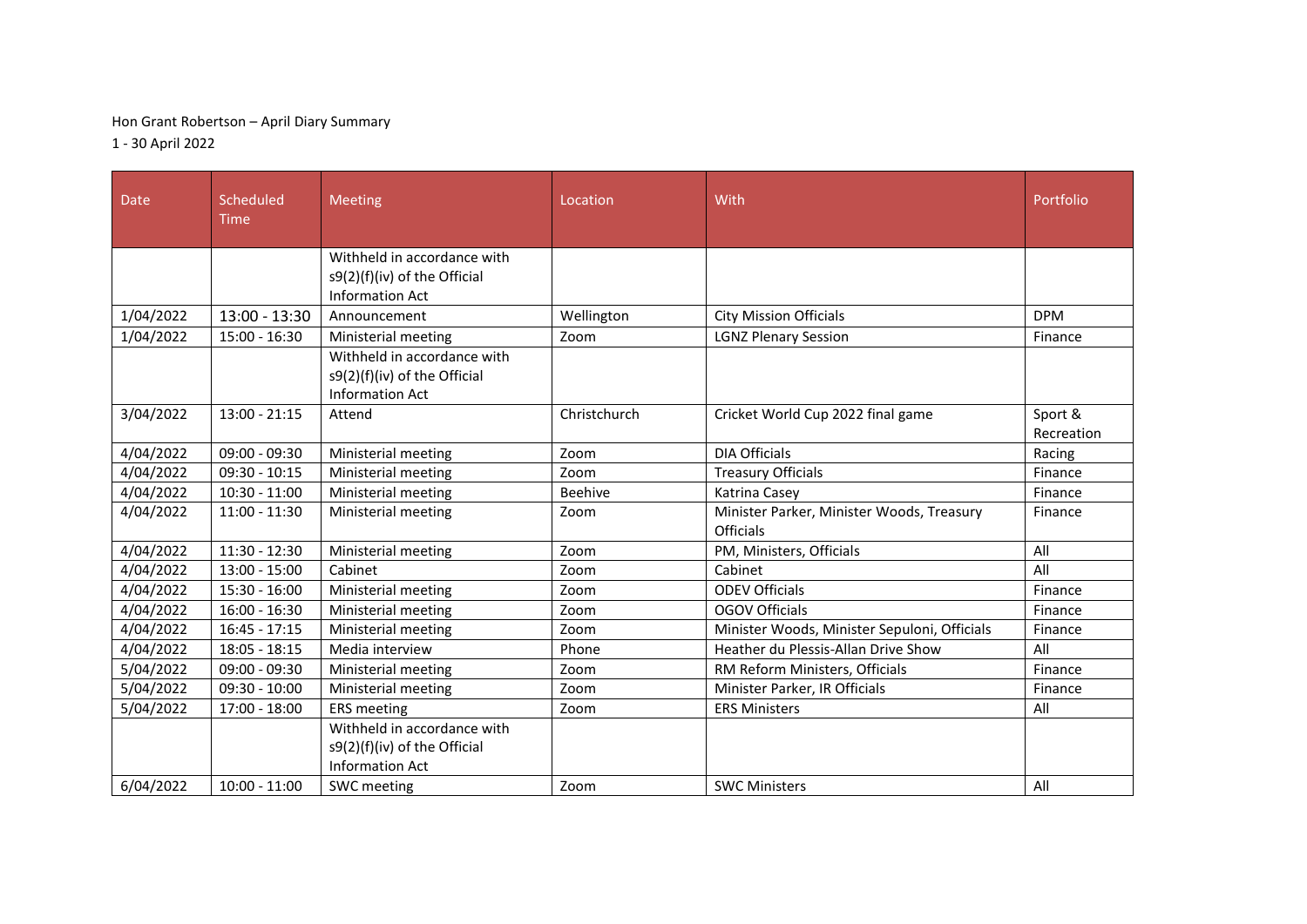Hon Grant Robertson – April Diary Summary

1 - 30 April 2022

| Date | Scheduled Time | Meeting | Location | With | Portfolio |
|---|---|---|---|---|---|
| | | Withheld in accordance with s9(2)(f)(iv) of the Official Information Act | | | |
| 1/04/2022 | 13:00 - 13:30 | Announcement | Wellington | City Mission Officials | DPM |
| 1/04/2022 | 15:00 - 16:30 | Ministerial meeting | Zoom | LGNZ Plenary Session | Finance |
| | | Withheld in accordance with s9(2)(f)(iv) of the Official Information Act | | | |
| 3/04/2022 | 13:00 - 21:15 | Attend | Christchurch | Cricket World Cup 2022 final game | Sport & Recreation |
| 4/04/2022 | 09:00 - 09:30 | Ministerial meeting | Zoom | DIA Officials | Racing |
| 4/04/2022 | 09:30 - 10:15 | Ministerial meeting | Zoom | Treasury Officials | Finance |
| 4/04/2022 | 10:30 - 11:00 | Ministerial meeting | Beehive | Katrina Casey | Finance |
| 4/04/2022 | 11:00 - 11:30 | Ministerial meeting | Zoom | Minister Parker, Minister Woods, Treasury Officials | Finance |
| 4/04/2022 | 11:30 - 12:30 | Ministerial meeting | Zoom | PM, Ministers, Officials | All |
| 4/04/2022 | 13:00 - 15:00 | Cabinet | Zoom | Cabinet | All |
| 4/04/2022 | 15:30 - 16:00 | Ministerial meeting | Zoom | ODEV Officials | Finance |
| 4/04/2022 | 16:00 - 16:30 | Ministerial meeting | Zoom | OGOV Officials | Finance |
| 4/04/2022 | 16:45 - 17:15 | Ministerial meeting | Zoom | Minister Woods, Minister Sepuloni, Officials | Finance |
| 4/04/2022 | 18:05 - 18:15 | Media interview | Phone | Heather du Plessis-Allan Drive Show | All |
| 5/04/2022 | 09:00 - 09:30 | Ministerial meeting | Zoom | RM Reform Ministers, Officials | Finance |
| 5/04/2022 | 09:30 - 10:00 | Ministerial meeting | Zoom | Minister Parker, IR Officials | Finance |
| 5/04/2022 | 17:00 - 18:00 | ERS meeting | Zoom | ERS Ministers | All |
| | | Withheld in accordance with s9(2)(f)(iv) of the Official Information Act | | | |
| 6/04/2022 | 10:00 - 11:00 | SWC meeting | Zoom | SWC Ministers | All |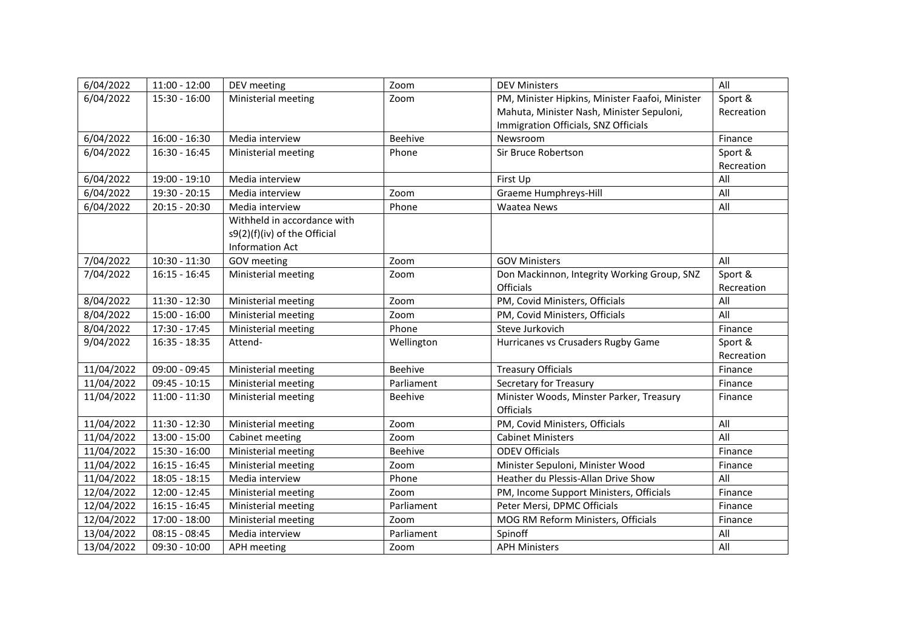| 6/04/2022 | 11:00 - 12:00 | DEV meeting | Zoom | DEV Ministers | All |
|---|---|---|---|---|---|
| 6/04/2022 | 15:30 - 16:00 | Ministerial meeting | Zoom | PM, Minister Hipkins, Minister Faafoi, Minister Mahuta, Minister Nash, Minister Sepuloni, Immigration Officials, SNZ Officials | Sport & Recreation |
| 6/04/2022 | 16:00 - 16:30 | Media interview | Beehive | Newsroom | Finance |
| 6/04/2022 | 16:30 - 16:45 | Ministerial meeting | Phone | Sir Bruce Robertson | Sport & Recreation |
| 6/04/2022 | 19:00 - 19:10 | Media interview | | First Up | All |
| 6/04/2022 | 19:30 - 20:15 | Media interview | Zoom | Graeme Humphreys-Hill | All |
| 6/04/2022 | 20:15 - 20:30 | Media interview | Phone | Waatea News | All |
| | | Withheld in accordance with s9(2)(f)(iv) of the Official Information Act | | | |
| 7/04/2022 | 10:30 - 11:30 | GOV meeting | Zoom | GOV Ministers | All |
| 7/04/2022 | 16:15 - 16:45 | Ministerial meeting | Zoom | Don Mackinnon, Integrity Working Group, SNZ Officials | Sport & Recreation |
| 8/04/2022 | 11:30 - 12:30 | Ministerial meeting | Zoom | PM, Covid Ministers, Officials | All |
| 8/04/2022 | 15:00 - 16:00 | Ministerial meeting | Zoom | PM, Covid Ministers, Officials | All |
| 8/04/2022 | 17:30 - 17:45 | Ministerial meeting | Phone | Steve Jurkovich | Finance |
| 9/04/2022 | 16:35 - 18:35 | Attend- | Wellington | Hurricanes vs Crusaders Rugby Game | Sport & Recreation |
| 11/04/2022 | 09:00 - 09:45 | Ministerial meeting | Beehive | Treasury Officials | Finance |
| 11/04/2022 | 09:45 - 10:15 | Ministerial meeting | Parliament | Secretary for Treasury | Finance |
| 11/04/2022 | 11:00 - 11:30 | Ministerial meeting | Beehive | Minister Woods, Minster Parker, Treasury Officials | Finance |
| 11/04/2022 | 11:30 - 12:30 | Ministerial meeting | Zoom | PM, Covid Ministers, Officials | All |
| 11/04/2022 | 13:00 - 15:00 | Cabinet meeting | Zoom | Cabinet Ministers | All |
| 11/04/2022 | 15:30 - 16:00 | Ministerial meeting | Beehive | ODEV Officials | Finance |
| 11/04/2022 | 16:15 - 16:45 | Ministerial meeting | Zoom | Minister Sepuloni, Minister Wood | Finance |
| 11/04/2022 | 18:05 - 18:15 | Media interview | Phone | Heather du Plessis-Allan Drive Show | All |
| 12/04/2022 | 12:00 - 12:45 | Ministerial meeting | Zoom | PM, Income Support Ministers, Officials | Finance |
| 12/04/2022 | 16:15 - 16:45 | Ministerial meeting | Parliament | Peter Mersi, DPMC Officials | Finance |
| 12/04/2022 | 17:00 - 18:00 | Ministerial meeting | Zoom | MOG RM Reform Ministers, Officials | Finance |
| 13/04/2022 | 08:15 - 08:45 | Media interview | Parliament | Spinoff | All |
| 13/04/2022 | 09:30 - 10:00 | APH meeting | Zoom | APH Ministers | All |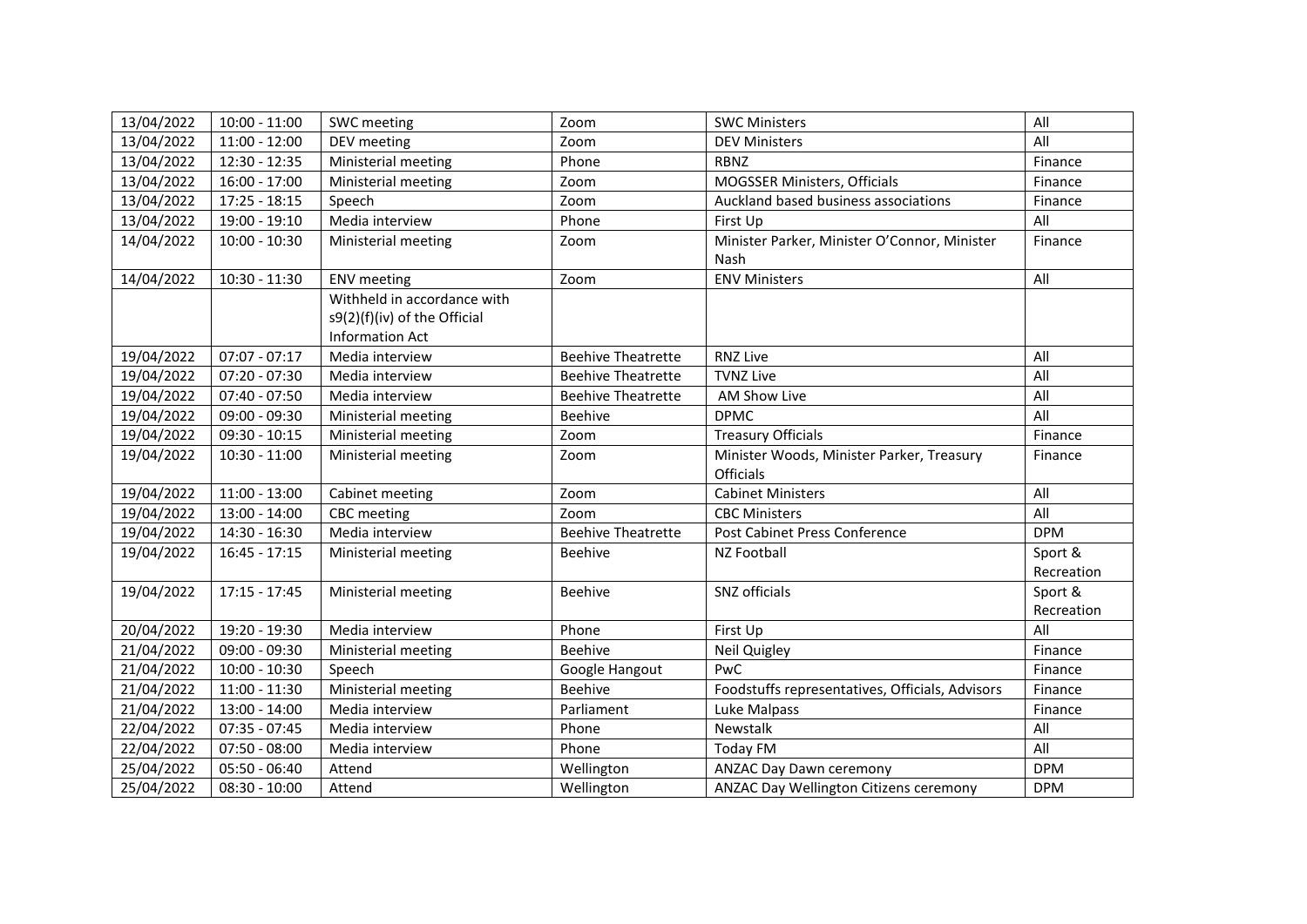| 13/04/2022 | 10:00 - 11:00 | SWC meeting | Zoom | SWC Ministers | All |
|---|---|---|---|---|---|
| 13/04/2022 | 11:00 - 12:00 | DEV meeting | Zoom | DEV Ministers | All |
| 13/04/2022 | 12:30 - 12:35 | Ministerial meeting | Phone | RBNZ | Finance |
| 13/04/2022 | 16:00 - 17:00 | Ministerial meeting | Zoom | MOGSSER Ministers, Officials | Finance |
| 13/04/2022 | 17:25 - 18:15 | Speech | Zoom | Auckland based business associations | Finance |
| 13/04/2022 | 19:00 - 19:10 | Media interview | Phone | First Up | All |
| 14/04/2022 | 10:00 - 10:30 | Ministerial meeting | Zoom | Minister Parker, Minister O'Connor, Minister Nash | Finance |
| 14/04/2022 | 10:30 - 11:30 | ENV meeting | Zoom | ENV Ministers | All |
| | | Withheld in accordance with s9(2)(f)(iv) of the Official Information Act | | | |
| 19/04/2022 | 07:07 - 07:17 | Media interview | Beehive Theatrette | RNZ Live | All |
| 19/04/2022 | 07:20 - 07:30 | Media interview | Beehive Theatrette | TVNZ Live | All |
| 19/04/2022 | 07:40 - 07:50 | Media interview | Beehive Theatrette | AM Show Live | All |
| 19/04/2022 | 09:00 - 09:30 | Ministerial meeting | Beehive | DPMC | All |
| 19/04/2022 | 09:30 - 10:15 | Ministerial meeting | Zoom | Treasury Officials | Finance |
| 19/04/2022 | 10:30 - 11:00 | Ministerial meeting | Zoom | Minister Woods, Minister Parker, Treasury Officials | Finance |
| 19/04/2022 | 11:00 - 13:00 | Cabinet meeting | Zoom | Cabinet Ministers | All |
| 19/04/2022 | 13:00 - 14:00 | CBC meeting | Zoom | CBC Ministers | All |
| 19/04/2022 | 14:30 - 16:30 | Media interview | Beehive Theatrette | Post Cabinet Press Conference | DPM |
| 19/04/2022 | 16:45 - 17:15 | Ministerial meeting | Beehive | NZ Football | Sport & Recreation |
| 19/04/2022 | 17:15 - 17:45 | Ministerial meeting | Beehive | SNZ officials | Sport & Recreation |
| 20/04/2022 | 19:20 - 19:30 | Media interview | Phone | First Up | All |
| 21/04/2022 | 09:00 - 09:30 | Ministerial meeting | Beehive | Neil Quigley | Finance |
| 21/04/2022 | 10:00 - 10:30 | Speech | Google Hangout | PwC | Finance |
| 21/04/2022 | 11:00 - 11:30 | Ministerial meeting | Beehive | Foodstuffs representatives, Officials, Advisors | Finance |
| 21/04/2022 | 13:00 - 14:00 | Media interview | Parliament | Luke Malpass | Finance |
| 22/04/2022 | 07:35 - 07:45 | Media interview | Phone | Newstalk | All |
| 22/04/2022 | 07:50 - 08:00 | Media interview | Phone | Today FM | All |
| 25/04/2022 | 05:50 - 06:40 | Attend | Wellington | ANZAC Day Dawn ceremony | DPM |
| 25/04/2022 | 08:30 - 10:00 | Attend | Wellington | ANZAC Day Wellington Citizens ceremony | DPM |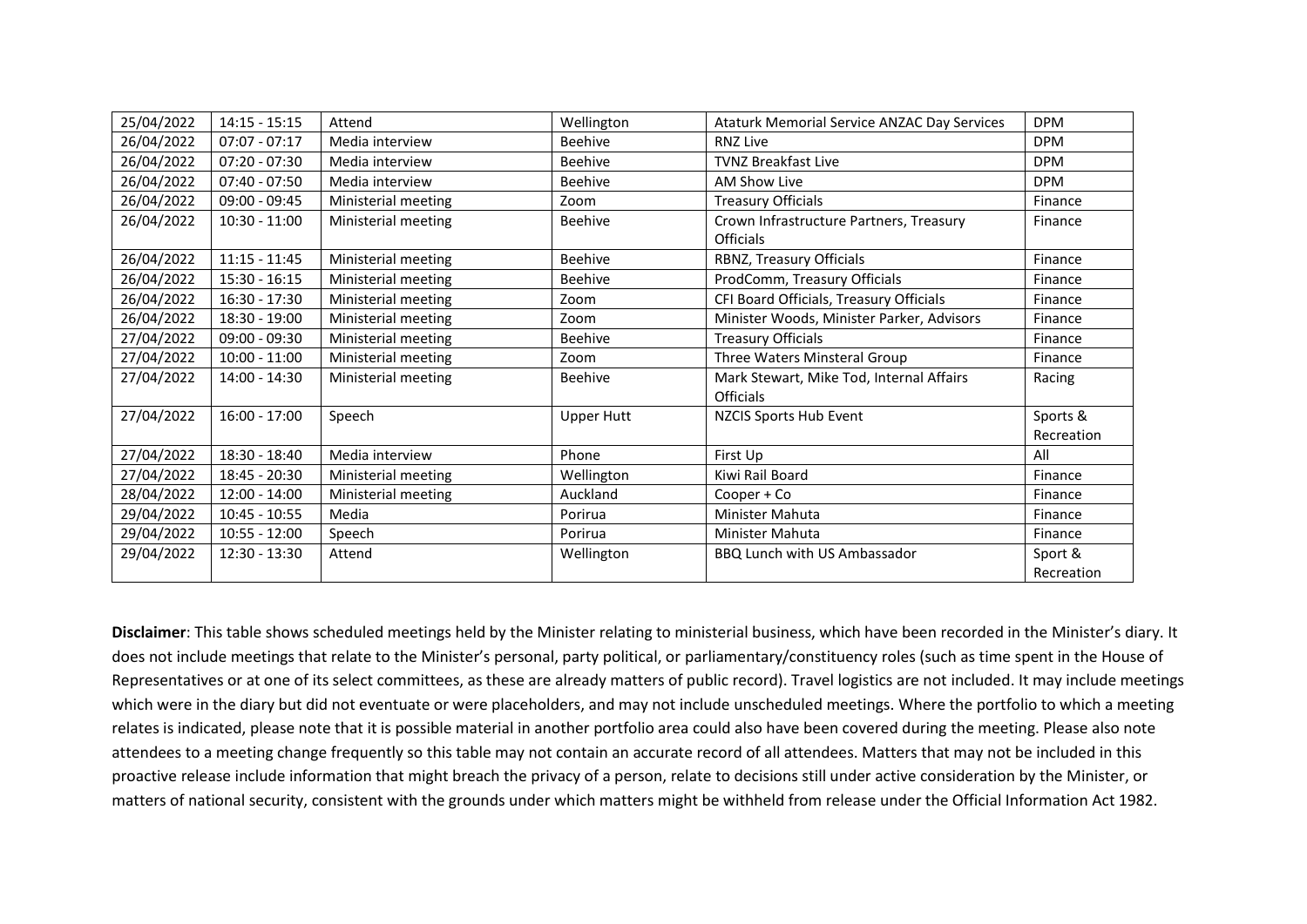| | | | | | |
|---|---|---|---|---|---|
| 25/04/2022 | 14:15 - 15:15 | Attend | Wellington | Ataturk Memorial Service ANZAC Day Services | DPM |
| 26/04/2022 | 07:07 - 07:17 | Media interview | Beehive | RNZ Live | DPM |
| 26/04/2022 | 07:20 - 07:30 | Media interview | Beehive | TVNZ Breakfast Live | DPM |
| 26/04/2022 | 07:40 - 07:50 | Media interview | Beehive | AM Show Live | DPM |
| 26/04/2022 | 09:00 - 09:45 | Ministerial meeting | Zoom | Treasury Officials | Finance |
| 26/04/2022 | 10:30 - 11:00 | Ministerial meeting | Beehive | Crown Infrastructure Partners, Treasury Officials | Finance |
| 26/04/2022 | 11:15 - 11:45 | Ministerial meeting | Beehive | RBNZ, Treasury Officials | Finance |
| 26/04/2022 | 15:30 - 16:15 | Ministerial meeting | Beehive | ProdComm, Treasury Officials | Finance |
| 26/04/2022 | 16:30 - 17:30 | Ministerial meeting | Zoom | CFI Board Officials, Treasury Officials | Finance |
| 26/04/2022 | 18:30 - 19:00 | Ministerial meeting | Zoom | Minister Woods, Minister Parker, Advisors | Finance |
| 27/04/2022 | 09:00 - 09:30 | Ministerial meeting | Beehive | Treasury Officials | Finance |
| 27/04/2022 | 10:00 - 11:00 | Ministerial meeting | Zoom | Three Waters Minsteral Group | Finance |
| 27/04/2022 | 14:00 - 14:30 | Ministerial meeting | Beehive | Mark Stewart, Mike Tod, Internal Affairs Officials | Racing |
| 27/04/2022 | 16:00 - 17:00 | Speech | Upper Hutt | NZCIS Sports Hub Event | Sports & Recreation |
| 27/04/2022 | 18:30 - 18:40 | Media interview | Phone | First Up | All |
| 27/04/2022 | 18:45 - 20:30 | Ministerial meeting | Wellington | Kiwi Rail Board | Finance |
| 28/04/2022 | 12:00 - 14:00 | Ministerial meeting | Auckland | Cooper + Co | Finance |
| 29/04/2022 | 10:45 - 10:55 | Media | Porirua | Minister Mahuta | Finance |
| 29/04/2022 | 10:55 - 12:00 | Speech | Porirua | Minister Mahuta | Finance |
| 29/04/2022 | 12:30 - 13:30 | Attend | Wellington | BBQ Lunch with US Ambassador | Sport & Recreation |

**Disclaimer**: This table shows scheduled meetings held by the Minister relating to ministerial business, which have been recorded in the Minister's diary. It does not include meetings that relate to the Minister's personal, party political, or parliamentary/constituency roles (such as time spent in the House of Representatives or at one of its select committees, as these are already matters of public record). Travel logistics are not included. It may include meetings which were in the diary but did not eventuate or were placeholders, and may not include unscheduled meetings. Where the portfolio to which a meeting relates is indicated, please note that it is possible material in another portfolio area could also have been covered during the meeting. Please also note attendees to a meeting change frequently so this table may not contain an accurate record of all attendees. Matters that may not be included in this proactive release include information that might breach the privacy of a person, relate to decisions still under active consideration by the Minister, or matters of national security, consistent with the grounds under which matters might be withheld from release under the Official Information Act 1982.